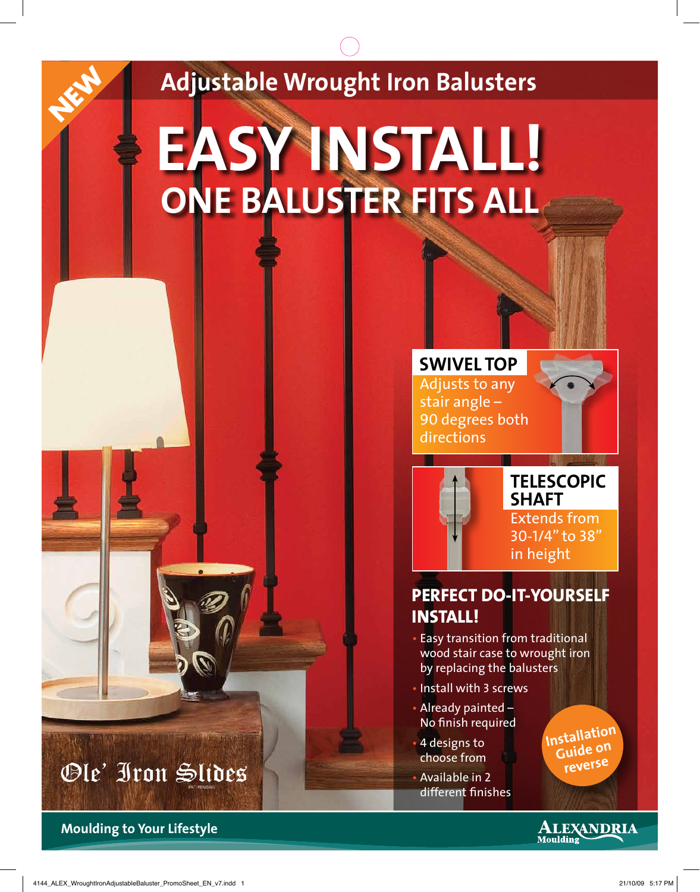NEW

# Adjustable Wrought Iron Balusters

# EASY INSTALL!

## ONE BALUSTER FITS ALL

### SWIVEL TOP

Adjusts to any stair angle – 90 degrees both directions

### TELESCOPIC SHAFT

Extends from 30-1/4" to 38" in height

### PERFECT DO-IT-YOURSELF INSTALL!

- Easy transition from traditional wood stair case to wrought iron by replacing the balusters
- Install with 3 screws
- Already painted – No finish required
- 4 designs to choose from
- Available in 2 different finishes

Installation Guide on reverse

Ole' Iron Slides

PAT. PENDING

**Moulding to Your Lifestyle**

ALEXANDRIA Moulding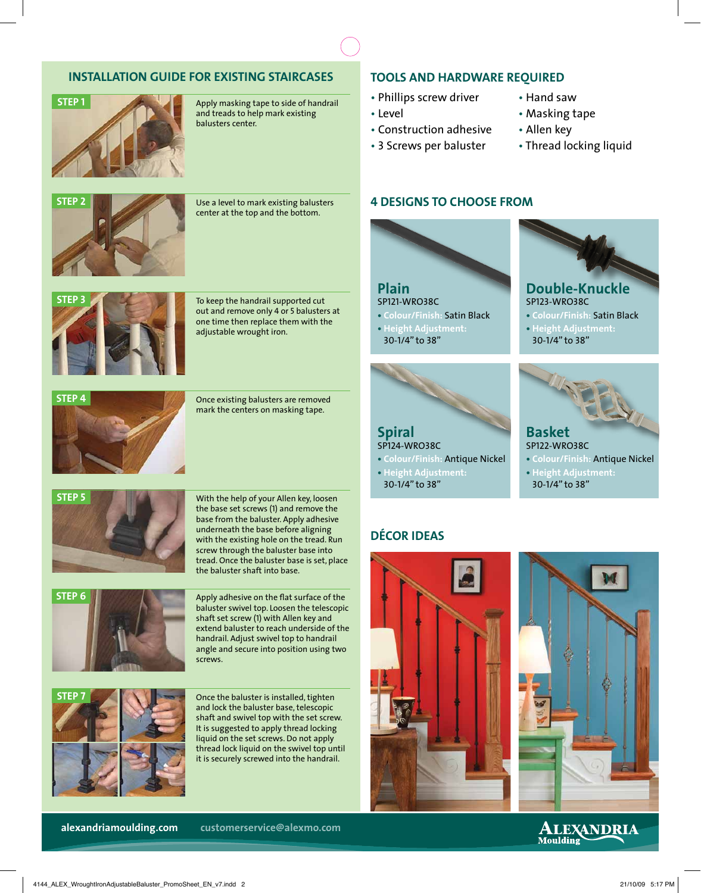## INSTALLATION GUIDE FOR EXISTING STAIRCASES

**STEP 1**

Apply masking tape to side of handrail and treads to help mark existing balusters center.

**STEP 2**

Use a level to mark existing balusters center at the top and the bottom.

**STEP 3**

To keep the handrail supported cut out and remove only 4 or 5 balusters at one time then replace them with the adjustable wrought iron.

**STEP 4**

Once existing balusters are removed mark the centers on masking tape.

**STEP 5**

With the help of your Allen key, loosen the base set screws (1) and remove the base from the baluster. Apply adhesive underneath the base before aligning with the existing hole on the tread. Run screw through the baluster base into tread. Once the baluster base is set, place the baluster shaft into base.

**STEP 6**

Apply adhesive on the flat surface of the baluster swivel top. Loosen the telescopic shaft set screw (1) with Allen key and extend baluster to reach underside of the handrail. Adjust swivel top to handrail angle and secure into position using two screws.

**STEP 7**

Once the baluster is installed, tighten and lock the baluster base, telescopic shaft and swivel top with the set screw. It is suggested to apply thread locking liquid on the set screws. Do not apply thread lock liquid on the swivel top until it is securely screwed into the handrail.

## TOOLS AND HARDWARE REQUIRED

- Phillips screw driver
- Level
- Construction adhesive
- 3 Screws per baluster
- Hand saw
- Masking tape
- Allen key
- Thread locking liquid

## 4 DESIGNS TO CHOOSE FROM

### Plain
SP121-WRO38C
- Colour/Finish: Satin Black
- Height Adjustment: 30-1/4" to 38"

### Double-Knuckle
SP123-WRO38C
- Colour/Finish: Satin Black
- Height Adjustment: 30-1/4" to 38"

### Spiral
SP124-WRO38C
- Colour/Finish: Antique Nickel
- Height Adjustment: 30-1/4" to 38"

### Basket
SP122-WRO38C
- Colour/Finish: Antique Nickel
- Height Adjustment: 30-1/4" to 38"

## DÉCOR IDEAS

alexandriamoulding.com    customerservice@alexmo.com

ALEXANDRIA Moulding